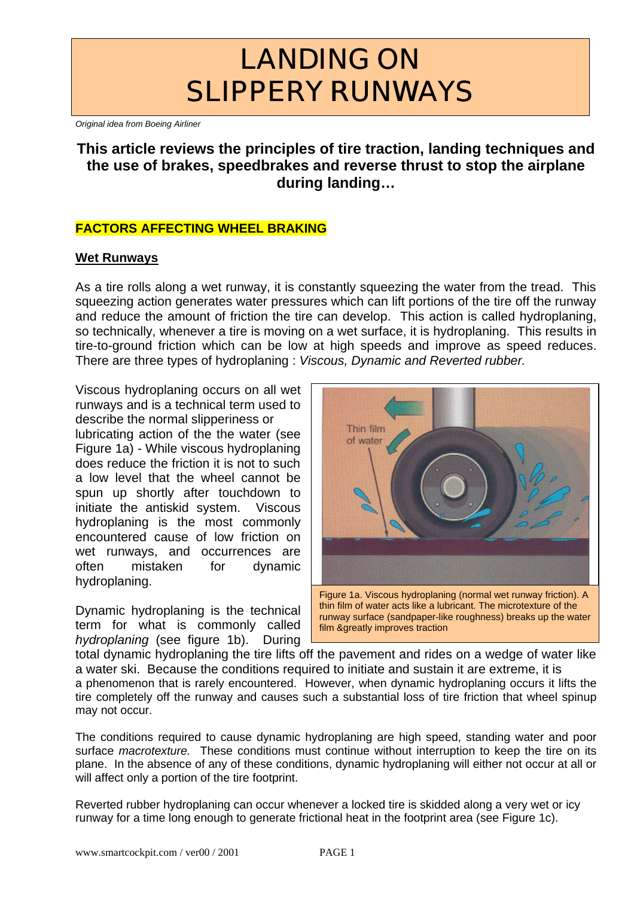# LANDING ON SLIPPERY RUNWAYS

*Original idea from Boeing Airliner*

**This article reviews the principles of tire traction, landing techniques and the use of brakes, speedbrakes and reverse thrust to stop the airplane during landing…**

## FACTORS AFFECTING WHEEL BRAKING

### Wet Runways

As a tire rolls along a wet runway, it is constantly squeezing the water from the tread. This squeezing action generates water pressures which can lift portions of the tire off the runway and reduce the amount of friction the tire can develop. This action is called hydroplaning, so technically, whenever a tire is moving on a wet surface, it is hydroplaning. This results in tire-to-ground friction which can be low at high speeds and improve as speed reduces. There are three types of hydroplaning : *Viscous, Dynamic and Reverted rubber.*

Viscous hydroplaning occurs on all wet runways and is a technical term used to describe the normal slipperiness or lubricating action of the the water (see Figure 1a) - While viscous hydroplaning does reduce the friction it is not to such a low level that the wheel cannot be spun up shortly after touchdown to initiate the antiskid system. Viscous hydroplaning is the most commonly encountered cause of low friction on wet runways, and occurrences are often mistaken for dynamic hydroplaning.

Figure 1a. Viscous hydroplaning (normal wet runway friction). A thin film of water acts like a lubricant. The microtexture of the runway surface (sandpaper-like roughness) breaks up the water film &greatly improves traction

Dynamic hydroplaning is the technical term for what is commonly called *hydroplaning* (see figure 1b). During total dynamic hydroplaning the tire lifts off the pavement and rides on a wedge of water like a water ski. Because the conditions required to initiate and sustain it are extreme, it is a phenomenon that is rarely encountered. However, when dynamic hydroplaning occurs it lifts the tire completely off the runway and causes such a substantial loss of tire friction that wheel spinup may not occur.

The conditions required to cause dynamic hydroplaning are high speed, standing water and poor surface *macrotexture.* These conditions must continue without interruption to keep the tire on its plane. In the absence of any of these conditions, dynamic hydroplaning will either not occur at all or will affect only a portion of the tire footprint.

Reverted rubber hydroplaning can occur whenever a locked tire is skidded along a very wet or icy runway for a time long enough to generate frictional heat in the footprint area (see Figure 1c).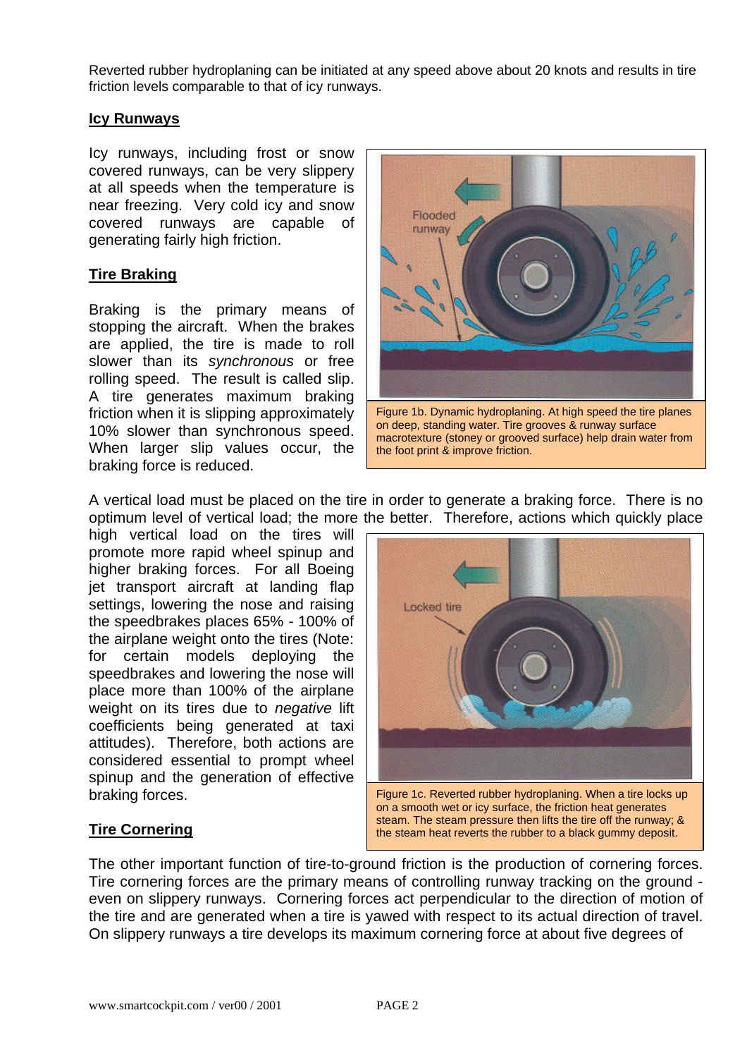Reverted rubber hydroplaning can be initiated at any speed above about 20 knots and results in tire friction levels comparable to that of icy runways.

## Icy Runways

Icy runways, including frost or snow covered runways, can be very slippery at all speeds when the temperature is near freezing. Very cold icy and snow covered runways are capable of generating fairly high friction.

## Tire Braking

Braking is the primary means of stopping the aircraft. When the brakes are applied, the tire is made to roll slower than its *synchronous* or free rolling speed. The result is called slip. A tire generates maximum braking friction when it is slipping approximately 10% slower than synchronous speed. When larger slip values occur, the braking force is reduced.

Flooded runway

Figure 1b. Dynamic hydroplaning. At high speed the tire planes on deep, standing water. Tire grooves & runway surface macrotexture (stoney or grooved surface) help drain water from the foot print & improve friction.

A vertical load must be placed on the tire in order to generate a braking force. There is no optimum level of vertical load; the more the better. Therefore, actions which quickly place high vertical load on the tires will promote more rapid wheel spinup and higher braking forces. For all Boeing jet transport aircraft at landing flap settings, lowering the nose and raising the speedbrakes places 65% - 100% of the airplane weight onto the tires (Note: for certain models deploying the speedbrakes and lowering the nose will place more than 100% of the airplane weight on its tires due to *negative* lift coefficients being generated at taxi attitudes). Therefore, both actions are considered essential to prompt wheel spinup and the generation of effective braking forces.

Locked tire

Figure 1c. Reverted rubber hydroplaning. When a tire locks up on a smooth wet or icy surface, the friction heat generates steam. The steam pressure then lifts the tire off the runway; & the steam heat reverts the rubber to a black gummy deposit.

## Tire Cornering

The other important function of tire-to-ground friction is the production of cornering forces. Tire cornering forces are the primary means of controlling runway tracking on the ground - even on slippery runways. Cornering forces act perpendicular to the direction of motion of the tire and are generated when a tire is yawed with respect to its actual direction of travel. On slippery runways a tire develops its maximum cornering force at about five degrees of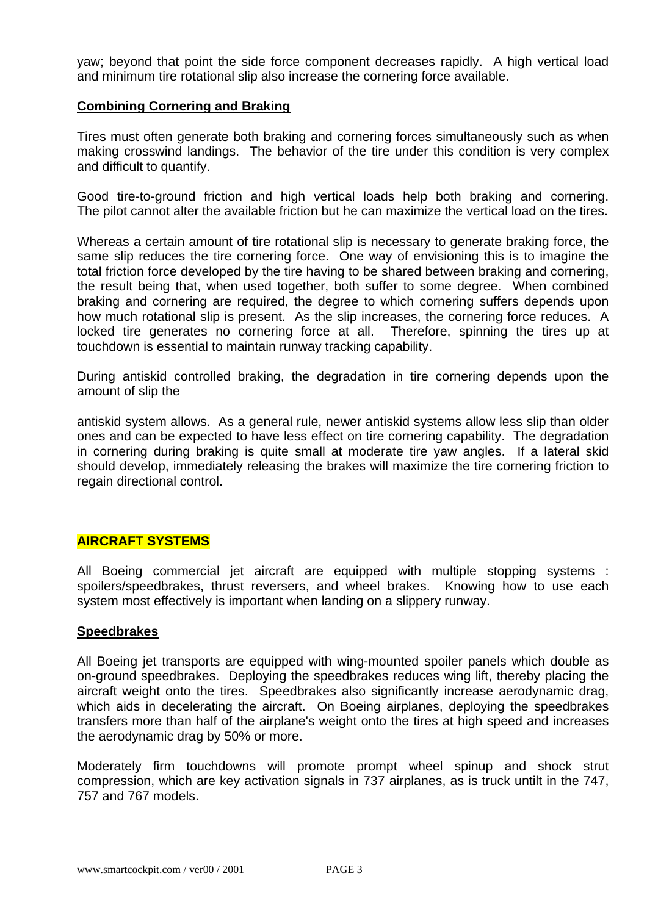yaw; beyond that point the side force component decreases rapidly. A high vertical load and minimum tire rotational slip also increase the cornering force available.

**Combining Cornering and Braking**

Tires must often generate both braking and cornering forces simultaneously such as when making crosswind landings. The behavior of the tire under this condition is very complex and difficult to quantify.

Good tire-to-ground friction and high vertical loads help both braking and cornering. The pilot cannot alter the available friction but he can maximize the vertical load on the tires.

Whereas a certain amount of tire rotational slip is necessary to generate braking force, the same slip reduces the tire cornering force. One way of envisioning this is to imagine the total friction force developed by the tire having to be shared between braking and cornering, the result being that, when used together, both suffer to some degree. When combined braking and cornering are required, the degree to which cornering suffers depends upon how much rotational slip is present. As the slip increases, the cornering force reduces. A locked tire generates no cornering force at all. Therefore, spinning the tires up at touchdown is essential to maintain runway tracking capability.

During antiskid controlled braking, the degradation in tire cornering depends upon the amount of slip the antiskid system allows. As a general rule, newer antiskid systems allow less slip than older ones and can be expected to have less effect on tire cornering capability. The degradation in cornering during braking is quite small at moderate tire yaw angles. If a lateral skid should develop, immediately releasing the brakes will maximize the tire cornering friction to regain directional control.

## AIRCRAFT SYSTEMS

All Boeing commercial jet aircraft are equipped with multiple stopping systems : spoilers/speedbrakes, thrust reversers, and wheel brakes. Knowing how to use each system most effectively is important when landing on a slippery runway.

**Speedbrakes**

All Boeing jet transports are equipped with wing-mounted spoiler panels which double as on-ground speedbrakes. Deploying the speedbrakes reduces wing lift, thereby placing the aircraft weight onto the tires. Speedbrakes also significantly increase aerodynamic drag, which aids in decelerating the aircraft. On Boeing airplanes, deploying the speedbrakes transfers more than half of the airplane's weight onto the tires at high speed and increases the aerodynamic drag by 50% or more.

Moderately firm touchdowns will promote prompt wheel spinup and shock strut compression, which are key activation signals in 737 airplanes, as is truck untilt in the 747, 757 and 767 models.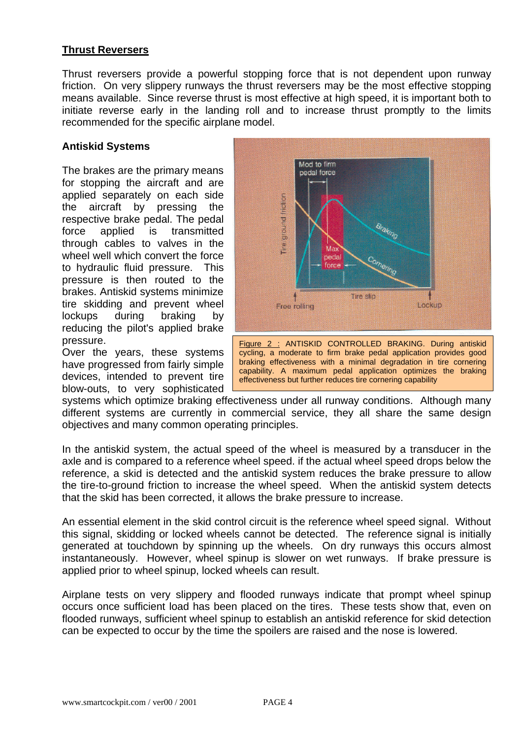**Thrust Reversers**

Thrust reversers provide a powerful stopping force that is not dependent upon runway friction. On very slippery runways the thrust reversers may be the most effective stopping means available. Since reverse thrust is most effective at high speed, it is important both to initiate reverse early in the landing roll and to increase thrust promptly to the limits recommended for the specific airplane model.

**Antiskid Systems**

The brakes are the primary means for stopping the aircraft and are applied separately on each side the aircraft by pressing the respective brake pedal. The pedal force applied is transmitted through cables to valves in the wheel well which convert the force to hydraulic fluid pressure. This pressure is then routed to the brakes. Antiskid systems minimize tire skidding and prevent wheel lockups during braking by reducing the pilot's applied brake pressure.

Over the years, these systems have progressed from fairly simple devices, intended to prevent tire blow-outs, to very sophisticated systems which optimize braking effectiveness under all runway conditions. Although many different systems are currently in commercial service, they all share the same design objectives and many common operating principles.

Mod to firm pedal force
Tire ground friction
Max pedal force
Braking
Cornering
Free rolling
Tire slip
Lockup

Figure 2 : ANTISKID CONTROLLED BRAKING. During antiskid cycling, a moderate to firm brake pedal application provides good braking effectiveness with a minimal degradation in tire cornering capability. A maximum pedal application optimizes the braking effectiveness but further reduces tire cornering capability

In the antiskid system, the actual speed of the wheel is measured by a transducer in the axle and is compared to a reference wheel speed. if the actual wheel speed drops below the reference, a skid is detected and the antiskid system reduces the brake pressure to allow the tire-to-ground friction to increase the wheel speed. When the antiskid system detects that the skid has been corrected, it allows the brake pressure to increase.

An essential element in the skid control circuit is the reference wheel speed signal. Without this signal, skidding or locked wheels cannot be detected. The reference signal is initially generated at touchdown by spinning up the wheels. On dry runways this occurs almost instantaneously. However, wheel spinup is slower on wet runways. If brake pressure is applied prior to wheel spinup, locked wheels can result.

Airplane tests on very slippery and flooded runways indicate that prompt wheel spinup occurs once sufficient load has been placed on the tires. These tests show that, even on flooded runways, sufficient wheel spinup to establish an antiskid reference for skid detection can be expected to occur by the time the spoilers are raised and the nose is lowered.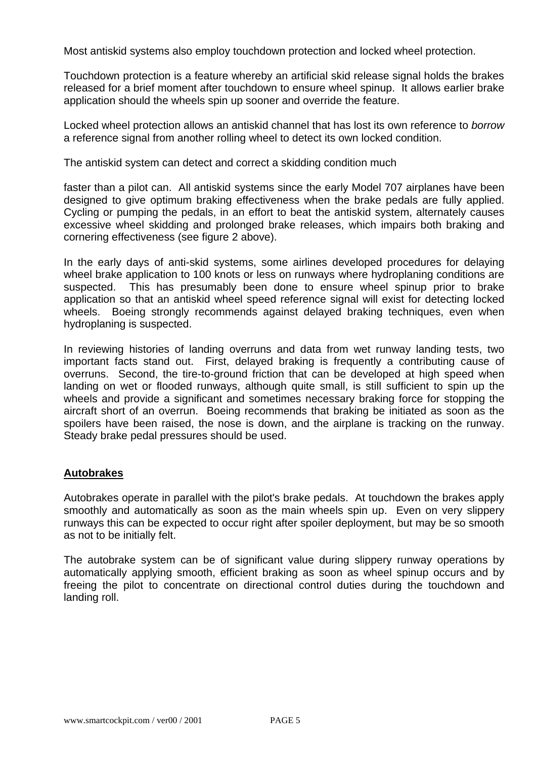Most antiskid systems also employ touchdown protection and locked wheel protection.

Touchdown protection is a feature whereby an artificial skid release signal holds the brakes released for a brief moment after touchdown to ensure wheel spinup. It allows earlier brake application should the wheels spin up sooner and override the feature.

Locked wheel protection allows an antiskid channel that has lost its own reference to *borrow* a reference signal from another rolling wheel to detect its own locked condition.

The antiskid system can detect and correct a skidding condition much

faster than a pilot can. All antiskid systems since the early Model 707 airplanes have been designed to give optimum braking effectiveness when the brake pedals are fully applied. Cycling or pumping the pedals, in an effort to beat the antiskid system, alternately causes excessive wheel skidding and prolonged brake releases, which impairs both braking and cornering effectiveness (see figure 2 above).

In the early days of anti-skid systems, some airlines developed procedures for delaying wheel brake application to 100 knots or less on runways where hydroplaning conditions are suspected. This has presumably been done to ensure wheel spinup prior to brake application so that an antiskid wheel speed reference signal will exist for detecting locked wheels. Boeing strongly recommends against delayed braking techniques, even when hydroplaning is suspected.

In reviewing histories of landing overruns and data from wet runway landing tests, two important facts stand out. First, delayed braking is frequently a contributing cause of overruns. Second, the tire-to-ground friction that can be developed at high speed when landing on wet or flooded runways, although quite small, is still sufficient to spin up the wheels and provide a significant and sometimes necessary braking force for stopping the aircraft short of an overrun. Boeing recommends that braking be initiated as soon as the spoilers have been raised, the nose is down, and the airplane is tracking on the runway. Steady brake pedal pressures should be used.

## Autobrakes

Autobrakes operate in parallel with the pilot's brake pedals. At touchdown the brakes apply smoothly and automatically as soon as the main wheels spin up. Even on very slippery runways this can be expected to occur right after spoiler deployment, but may be so smooth as not to be initially felt.

The autobrake system can be of significant value during slippery runway operations by automatically applying smooth, efficient braking as soon as wheel spinup occurs and by freeing the pilot to concentrate on directional control duties during the touchdown and landing roll.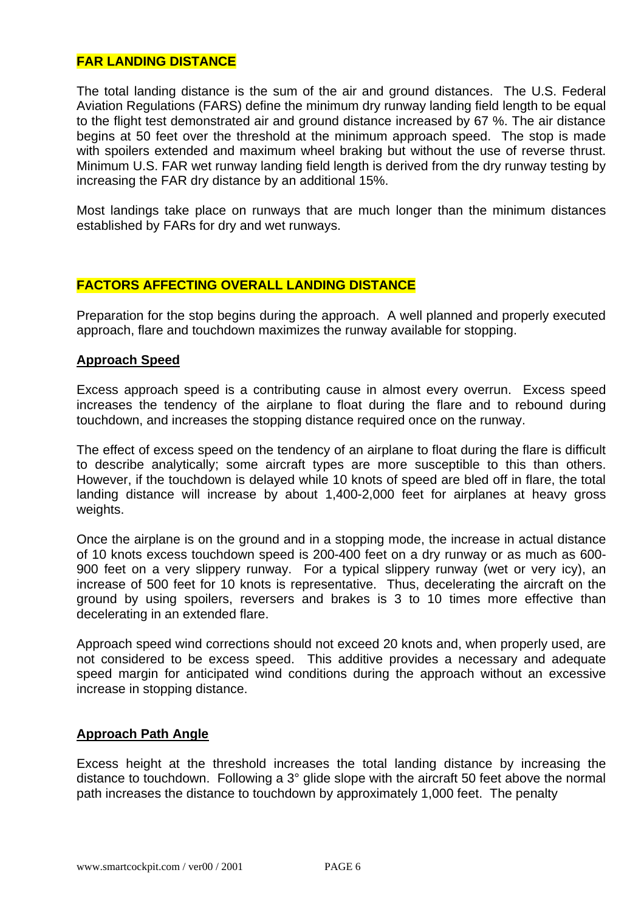## FAR LANDING DISTANCE

The total landing distance is the sum of the air and ground distances. The U.S. Federal Aviation Regulations (FARS) define the minimum dry runway landing field length to be equal to the flight test demonstrated air and ground distance increased by 67 %. The air distance begins at 50 feet over the threshold at the minimum approach speed. The stop is made with spoilers extended and maximum wheel braking but without the use of reverse thrust. Minimum U.S. FAR wet runway landing field length is derived from the dry runway testing by increasing the FAR dry distance by an additional 15%.

Most landings take place on runways that are much longer than the minimum distances established by FARs for dry and wet runways.

## FACTORS AFFECTING OVERALL LANDING DISTANCE

Preparation for the stop begins during the approach. A well planned and properly executed approach, flare and touchdown maximizes the runway available for stopping.

### Approach Speed

Excess approach speed is a contributing cause in almost every overrun. Excess speed increases the tendency of the airplane to float during the flare and to rebound during touchdown, and increases the stopping distance required once on the runway.

The effect of excess speed on the tendency of an airplane to float during the flare is difficult to describe analytically; some aircraft types are more susceptible to this than others. However, if the touchdown is delayed while 10 knots of speed are bled off in flare, the total landing distance will increase by about 1,400-2,000 feet for airplanes at heavy gross weights.

Once the airplane is on the ground and in a stopping mode, the increase in actual distance of 10 knots excess touchdown speed is 200-400 feet on a dry runway or as much as 600-900 feet on a very slippery runway. For a typical slippery runway (wet or very icy), an increase of 500 feet for 10 knots is representative. Thus, decelerating the aircraft on the ground by using spoilers, reversers and brakes is 3 to 10 times more effective than decelerating in an extended flare.

Approach speed wind corrections should not exceed 20 knots and, when properly used, are not considered to be excess speed. This additive provides a necessary and adequate speed margin for anticipated wind conditions during the approach without an excessive increase in stopping distance.

### Approach Path Angle

Excess height at the threshold increases the total landing distance by increasing the distance to touchdown. Following a 3° glide slope with the aircraft 50 feet above the normal path increases the distance to touchdown by approximately 1,000 feet. The penalty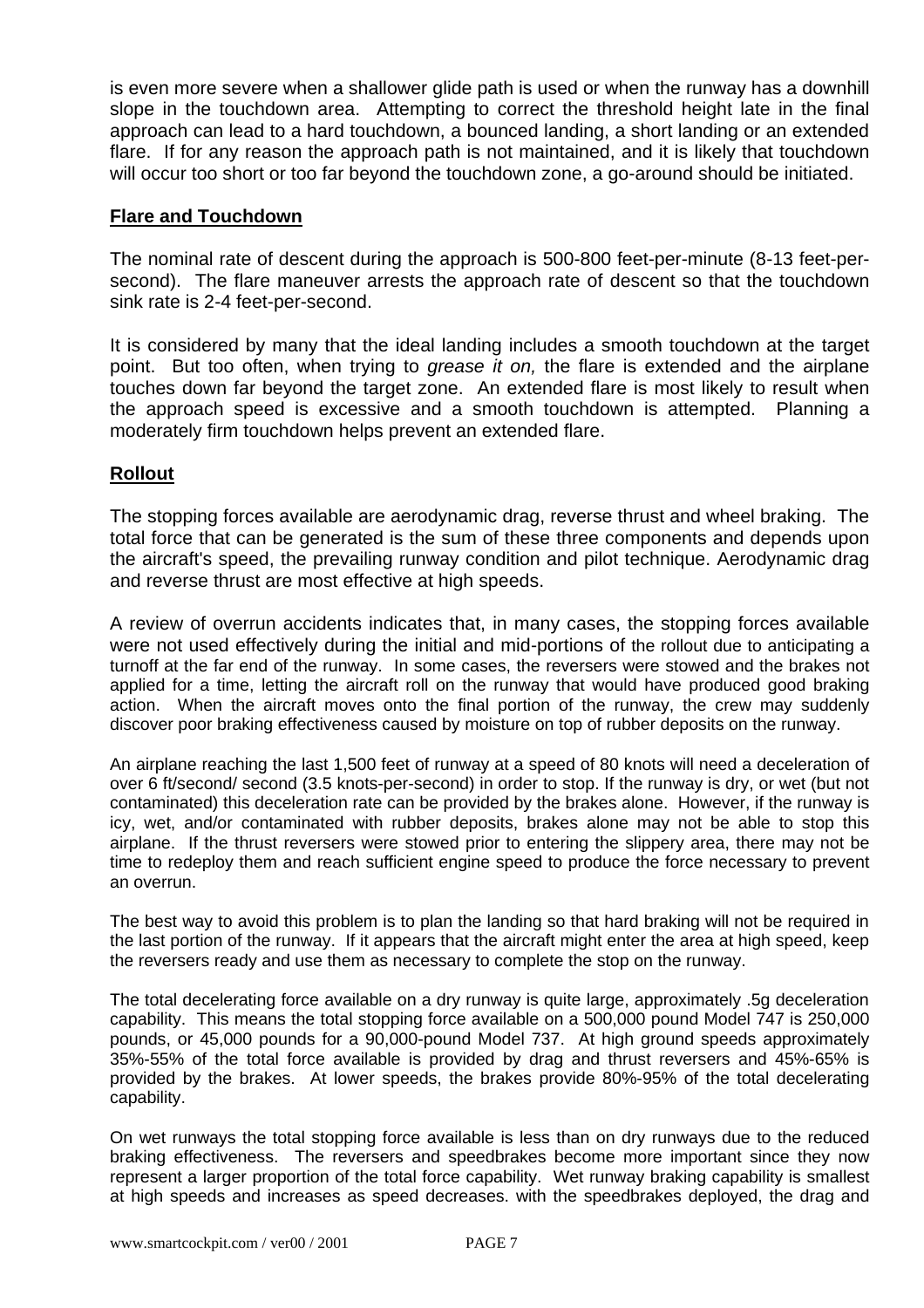is even more severe when a shallower glide path is used or when the runway has a downhill slope in the touchdown area. Attempting to correct the threshold height late in the final approach can lead to a hard touchdown, a bounced landing, a short landing or an extended flare. If for any reason the approach path is not maintained, and it is likely that touchdown will occur too short or too far beyond the touchdown zone, a go-around should be initiated.

## Flare and Touchdown

The nominal rate of descent during the approach is 500-800 feet-per-minute (8-13 feet-per-second). The flare maneuver arrests the approach rate of descent so that the touchdown sink rate is 2-4 feet-per-second.

It is considered by many that the ideal landing includes a smooth touchdown at the target point. But too often, when trying to *grease it on,* the flare is extended and the airplane touches down far beyond the target zone. An extended flare is most likely to result when the approach speed is excessive and a smooth touchdown is attempted. Planning a moderately firm touchdown helps prevent an extended flare.

## Rollout

The stopping forces available are aerodynamic drag, reverse thrust and wheel braking. The total force that can be generated is the sum of these three components and depends upon the aircraft's speed, the prevailing runway condition and pilot technique. Aerodynamic drag and reverse thrust are most effective at high speeds.

A review of overrun accidents indicates that, in many cases, the stopping forces available were not used effectively during the initial and mid-portions of the rollout due to anticipating a turnoff at the far end of the runway. In some cases, the reversers were stowed and the brakes not applied for a time, letting the aircraft roll on the runway that would have produced good braking action. When the aircraft moves onto the final portion of the runway, the crew may suddenly discover poor braking effectiveness caused by moisture on top of rubber deposits on the runway.

An airplane reaching the last 1,500 feet of runway at a speed of 80 knots will need a deceleration of over 6 ft/second/ second (3.5 knots-per-second) in order to stop. If the runway is dry, or wet (but not contaminated) this deceleration rate can be provided by the brakes alone. However, if the runway is icy, wet, and/or contaminated with rubber deposits, brakes alone may not be able to stop this airplane. If the thrust reversers were stowed prior to entering the slippery area, there may not be time to redeploy them and reach sufficient engine speed to produce the force necessary to prevent an overrun.

The best way to avoid this problem is to plan the landing so that hard braking will not be required in the last portion of the runway. If it appears that the aircraft might enter the area at high speed, keep the reversers ready and use them as necessary to complete the stop on the runway.

The total decelerating force available on a dry runway is quite large, approximately .5g deceleration capability. This means the total stopping force available on a 500,000 pound Model 747 is 250,000 pounds, or 45,000 pounds for a 90,000-pound Model 737. At high ground speeds approximately 35%-55% of the total force available is provided by drag and thrust reversers and 45%-65% is provided by the brakes. At lower speeds, the brakes provide 80%-95% of the total decelerating capability.

On wet runways the total stopping force available is less than on dry runways due to the reduced braking effectiveness. The reversers and speedbrakes become more important since they now represent a larger proportion of the total force capability. Wet runway braking capability is smallest at high speeds and increases as speed decreases. with the speedbrakes deployed, the drag and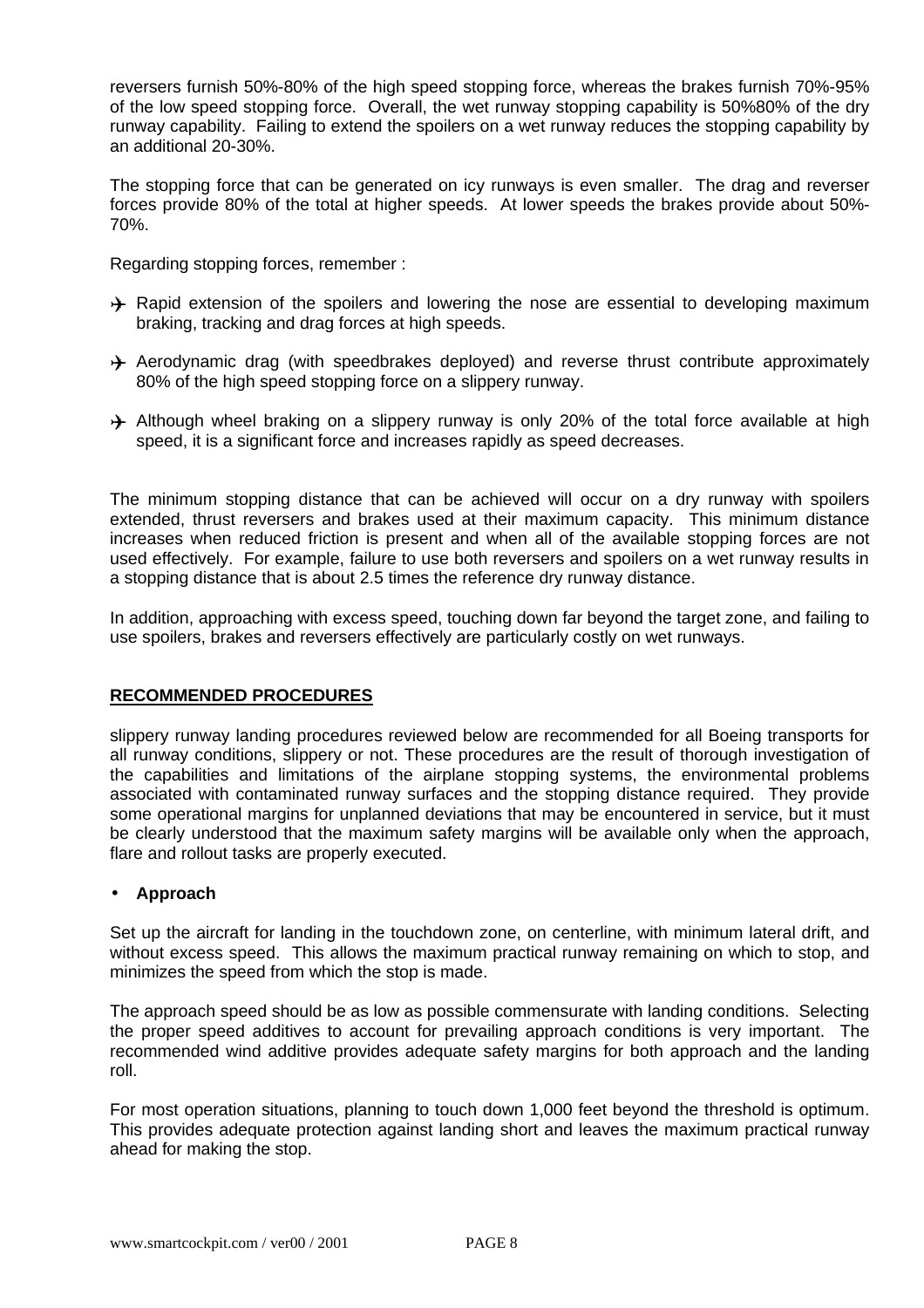reversers furnish 50%-80% of the high speed stopping force, whereas the brakes furnish 70%-95% of the low speed stopping force. Overall, the wet runway stopping capability is 50%80% of the dry runway capability. Failing to extend the spoilers on a wet runway reduces the stopping capability by an additional 20-30%.

The stopping force that can be generated on icy runways is even smaller. The drag and reverser forces provide 80% of the total at higher speeds. At lower speeds the brakes provide about 50%-70%.

Regarding stopping forces, remember :

- Rapid extension of the spoilers and lowering the nose are essential to developing maximum braking, tracking and drag forces at high speeds.
- Aerodynamic drag (with speedbrakes deployed) and reverse thrust contribute approximately 80% of the high speed stopping force on a slippery runway.
- Although wheel braking on a slippery runway is only 20% of the total force available at high speed, it is a significant force and increases rapidly as speed decreases.

The minimum stopping distance that can be achieved will occur on a dry runway with spoilers extended, thrust reversers and brakes used at their maximum capacity. This minimum distance increases when reduced friction is present and when all of the available stopping forces are not used effectively. For example, failure to use both reversers and spoilers on a wet runway results in a stopping distance that is about 2.5 times the reference dry runway distance.

In addition, approaching with excess speed, touching down far beyond the target zone, and failing to use spoilers, brakes and reversers effectively are particularly costly on wet runways.

## RECOMMENDED PROCEDURES

slippery runway landing procedures reviewed below are recommended for all Boeing transports for all runway conditions, slippery or not. These procedures are the result of thorough investigation of the capabilities and limitations of the airplane stopping systems, the environmental problems associated with contaminated runway surfaces and the stopping distance required. They provide some operational margins for unplanned deviations that may be encountered in service, but it must be clearly understood that the maximum safety margins will be available only when the approach, flare and rollout tasks are properly executed.

- **Approach**

Set up the aircraft for landing in the touchdown zone, on centerline, with minimum lateral drift, and without excess speed. This allows the maximum practical runway remaining on which to stop, and minimizes the speed from which the stop is made.

The approach speed should be as low as possible commensurate with landing conditions. Selecting the proper speed additives to account for prevailing approach conditions is very important. The recommended wind additive provides adequate safety margins for both approach and the landing roll.

For most operation situations, planning to touch down 1,000 feet beyond the threshold is optimum. This provides adequate protection against landing short and leaves the maximum practical runway ahead for making the stop.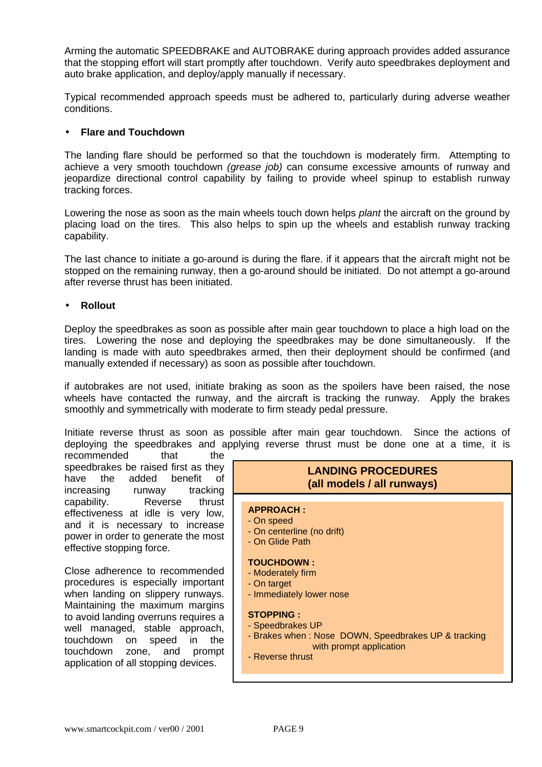Arming the automatic SPEEDBRAKE and AUTOBRAKE during approach provides added assurance that the stopping effort will start promptly after touchdown. Verify auto speedbrakes deployment and auto brake application, and deploy/apply manually if necessary.

Typical recommended approach speeds must be adhered to, particularly during adverse weather conditions.

- **Flare and Touchdown**

The landing flare should be performed so that the touchdown is moderately firm. Attempting to achieve a very smooth touchdown *(grease job)* can consume excessive amounts of runway and jeopardize directional control capability by failing to provide wheel spinup to establish runway tracking forces.

Lowering the nose as soon as the main wheels touch down helps *plant* the aircraft on the ground by placing load on the tires. This also helps to spin up the wheels and establish runway tracking capability.

The last chance to initiate a go-around is during the flare. if it appears that the aircraft might not be stopped on the remaining runway, then a go-around should be initiated. Do not attempt a go-around after reverse thrust has been initiated.

- **Rollout**

Deploy the speedbrakes as soon as possible after main gear touchdown to place a high load on the tires. Lowering the nose and deploying the speedbrakes may be done simultaneously. If the landing is made with auto speedbrakes armed, then their deployment should be confirmed (and manually extended if necessary) as soon as possible after touchdown.

if autobrakes are not used, initiate braking as soon as the spoilers have been raised, the nose wheels have contacted the runway, and the aircraft is tracking the runway. Apply the brakes smoothly and symmetrically with moderate to firm steady pedal pressure.

Initiate reverse thrust as soon as possible after main gear touchdown. Since the actions of deploying the speedbrakes and applying reverse thrust must be done one at a time, it is recommended that the speedbrakes be raised first as they have the added benefit of increasing runway tracking capability. Reverse thrust effectiveness at idle is very low, and it is necessary to increase power in order to generate the most effective stopping force.

Close adherence to recommended procedures is especially important when landing on slippery runways. Maintaining the maximum margins to avoid landing overruns requires a well managed, stable approach, touchdown on speed in the touchdown zone, and prompt application of all stopping devices.

**LANDING PROCEDURES**
**(all models / all runways)**

**APPROACH :**
- On speed
- On centerline (no drift)
- On Glide Path

**TOUCHDOWN :**
- Moderately firm
- On target
- Immediately lower nose

**STOPPING :**
- Speedbrakes UP
- Brakes when : Nose DOWN, Speedbrakes UP & tracking with prompt application
- Reverse thrust